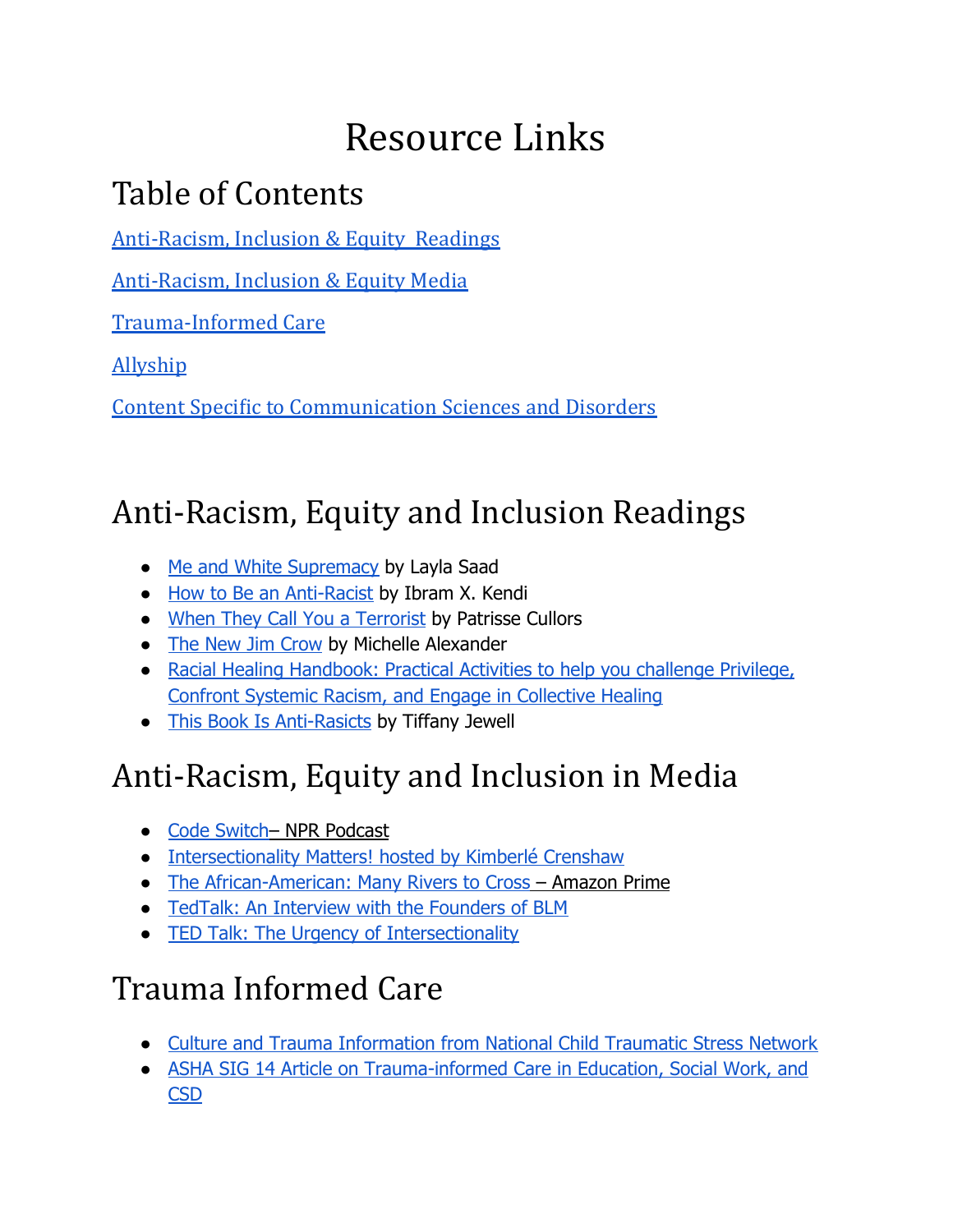# Resource Links

## Table of Contents

Anti-Racism, Inclusion & Equity  Readings

Anti-Racism, Inclusion & Equity Media

Trauma-Informed Care

Allyship

Content Specific to Communication Sciences and Disorders

## Anti-Racism, Equity and Inclusion Readings

- Me and White Supremacy by Layla Saad
- How to Be an Anti-Racist by Ibram X. Kendi
- When They Call You a Terrorist by Patrisse Cullors
- The New Jim Crow by Michelle Alexander
- Racial Healing Handbook: Practical Activities to help you challenge Privilege, Confront Systemic Racism, and Engage in Collective Healing
- This Book Is Anti-Rasicts by Tiffany Jewell

## Anti-Racism, Equity and Inclusion in Media

- Code Switch– NPR Podcast
- Intersectionality Matters! hosted by Kimberlé Crenshaw
- The African-American: Many Rivers to Cross – Amazon Prime
- TedTalk: An Interview with the Founders of BLM
- TED Talk: The Urgency of Intersectionality

## Trauma Informed Care

- Culture and Trauma Information from National Child Traumatic Stress Network
- ASHA SIG 14 Article on Trauma-informed Care in Education, Social Work, and CSD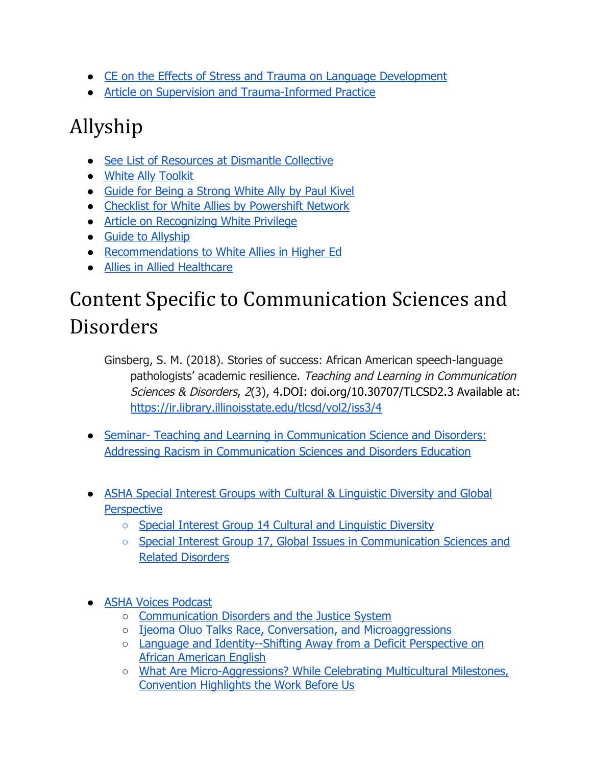- CE on the Effects of Stress and Trauma on Language Development
- Article on Supervision and Trauma-Informed Practice

# Allyship

- See List of Resources at Dismantle Collective
- White Ally Toolkit
- Guide for Being a Strong White Ally by Paul Kivel
- Checklist for White Allies by Powershift Network
- Article on Recognizing White Privilege
- Guide to Allyship
- Recommendations to White Allies in Higher Ed
- Allies in Allied Healthcare

# Content Specific to Communication Sciences and Disorders

Ginsberg, S. M. (2018). Stories of success: African American speech-language pathologists' academic resilience. *Teaching and Learning in Communication Sciences & Disorders*, *2*(3), 4.DOI: doi.org/10.30707/TLCSD2.3 Available at: https://ir.library.illinoisstate.edu/tlcsd/vol2/iss3/4

- Seminar- Teaching and Learning in Communication Science and Disorders: Addressing Racism in Communication Sciences and Disorders Education

- ASHA Special Interest Groups with Cultural & Linguistic Diversity and Global Perspective
  - Special Interest Group 14 Cultural and Linguistic Diversity
  - Special Interest Group 17, Global Issues in Communication Sciences and Related Disorders

- ASHA Voices Podcast
  - Communication Disorders and the Justice System
  - Ijeoma Oluo Talks Race, Conversation, and Microaggressions
  - Language and Identity--Shifting Away from a Deficit Perspective on African American English
  - What Are Micro-Aggressions? While Celebrating Multicultural Milestones, Convention Highlights the Work Before Us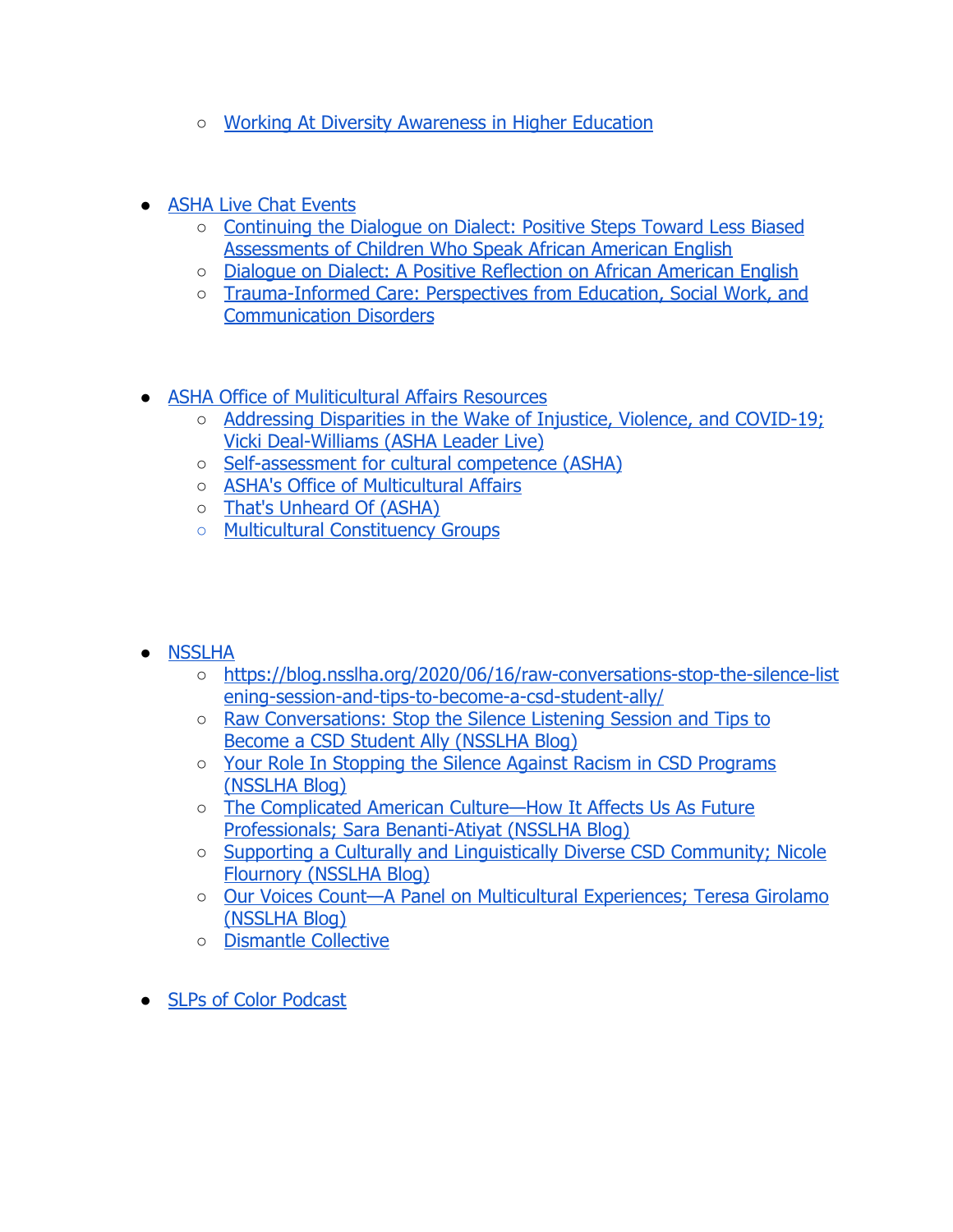- Working At Diversity Awareness in Higher Education

- ASHA Live Chat Events
  - Continuing the Dialogue on Dialect: Positive Steps Toward Less Biased Assessments of Children Who Speak African American English
  - Dialogue on Dialect: A Positive Reflection on African American English
  - Trauma-Informed Care: Perspectives from Education, Social Work, and Communication Disorders

- ASHA Office of Mulicultural Affairs Resources
  - Addressing Disparities in the Wake of Injustice, Violence, and COVID-19; Vicki Deal-Williams (ASHA Leader Live)
  - Self-assessment for cultural competence (ASHA)
  - ASHA's Office of Multicultural Affairs
  - That's Unheard Of (ASHA)
  - Multicultural Constituency Groups

- NSSLHA
  - https://blog.nsslha.org/2020/06/16/raw-conversations-stop-the-silence-listening-session-and-tips-to-become-a-csd-student-ally/
  - Raw Conversations: Stop the Silence Listening Session and Tips to Become a CSD Student Ally (NSSLHA Blog)
  - Your Role In Stopping the Silence Against Racism in CSD Programs (NSSLHA Blog)
  - The Complicated American Culture—How It Affects Us As Future Professionals; Sara Benanti-Atiyat (NSSLHA Blog)
  - Supporting a Culturally and Linguistically Diverse CSD Community; Nicole Flournory (NSSLHA Blog)
  - Our Voices Count—A Panel on Multicultural Experiences; Teresa Girolamo (NSSLHA Blog)
  - Dismantle Collective

- SLPs of Color Podcast